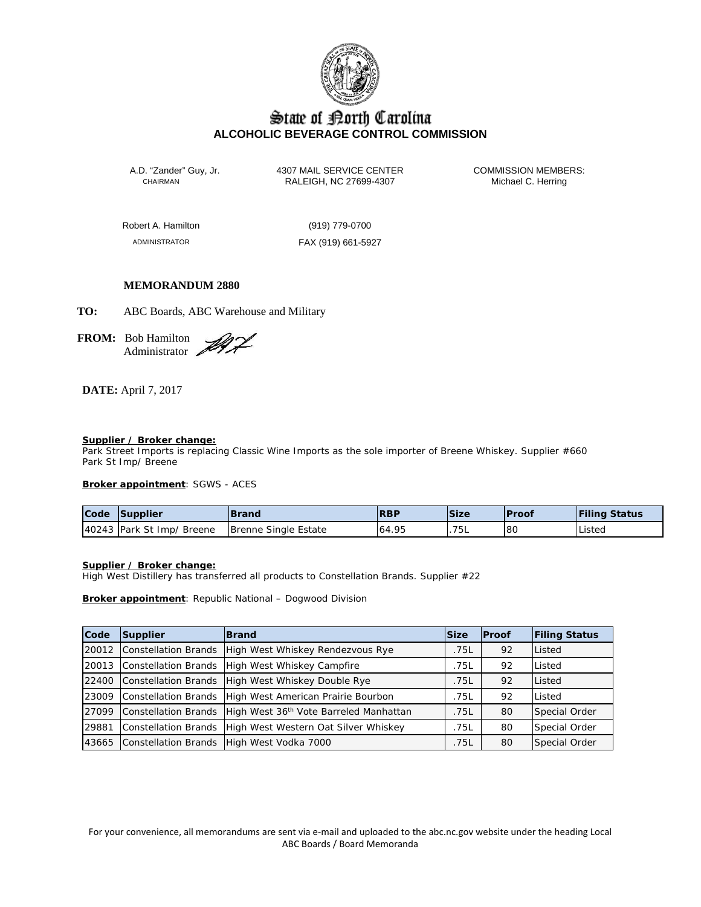# State of North Carolina
## ALCOHOLIC BEVERAGE CONTROL COMMISSION

A.D. "Zander" Guy, Jr.
CHAIRMAN

4307 MAIL SERVICE CENTER
RALEIGH, NC 27699-4307

COMMISSION MEMBERS:
Michael C. Herring

Robert A. Hamilton
ADMINISTRATOR

(919) 779-0700
FAX (919) 661-5927

**MEMORANDUM 2880**

**TO:** ABC Boards, ABC Warehouse and Military

**FROM:** Bob Hamilton
Administrator

**DATE:** April 7, 2017

**Supplier / Broker change:**
Park Street Imports is replacing Classic Wine Imports as the sole importer of Breene Whiskey. Supplier #660
Park St Imp/ Breene

**Broker appointment**: SGWS - ACES

| Code | Supplier | Brand | RBP | Size | Proof | Filing Status |
|---|---|---|---|---|---|---|
| 40243 | Park St Imp/ Breene | Brenne Single Estate | 64.95 | .75L | 80 | Listed |

**Supplier / Broker change:**
High West Distillery has transferred all products to Constellation Brands. Supplier #22

**Broker appointment**: Republic National – Dogwood Division

| Code | Supplier | Brand | Size | Proof | Filing Status |
|---|---|---|---|---|---|
| 20012 | Constellation Brands | High West Whiskey Rendezvous Rye | .75L | 92 | Listed |
| 20013 | Constellation Brands | High West Whiskey Campfire | .75L | 92 | Listed |
| 22400 | Constellation Brands | High West Whiskey Double Rye | .75L | 92 | Listed |
| 23009 | Constellation Brands | High West American Prairie Bourbon | .75L | 92 | Listed |
| 27099 | Constellation Brands | High West 36th Vote Barreled Manhattan | .75L | 80 | Special Order |
| 29881 | Constellation Brands | High West Western Oat Silver Whiskey | .75L | 80 | Special Order |
| 43665 | Constellation Brands | High West Vodka 7000 | .75L | 80 | Special Order |

For your convenience, all memorandums are sent via e-mail and uploaded to the abc.nc.gov website under the heading Local ABC Boards / Board Memoranda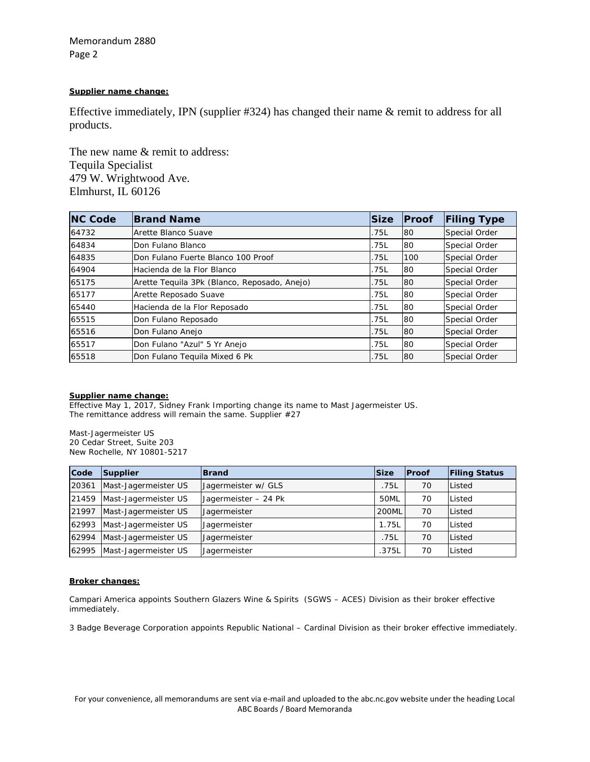**Supplier name change:**

Effective immediately, IPN (supplier #324) has changed their name & remit to address for all products.

The new name & remit to address:
Tequila Specialist
479 W. Wrightwood Ave.
Elmhurst, IL 60126

| NC Code | Brand Name | Size | Proof | Filing Type |
|---|---|---|---|---|
| 64732 | Arette Blanco Suave | .75L | 80 | Special Order |
| 64834 | Don Fulano Blanco | .75L | 80 | Special Order |
| 64835 | Don Fulano Fuerte Blanco 100 Proof | .75L | 100 | Special Order |
| 64904 | Hacienda de la Flor Blanco | .75L | 80 | Special Order |
| 65175 | Arette Tequila 3Pk (Blanco, Reposado, Anejo) | .75L | 80 | Special Order |
| 65177 | Arette Reposado Suave | .75L | 80 | Special Order |
| 65440 | Hacienda de la Flor Reposado | .75L | 80 | Special Order |
| 65515 | Don Fulano Reposado | .75L | 80 | Special Order |
| 65516 | Don Fulano Anejo | .75L | 80 | Special Order |
| 65517 | Don Fulano "Azul" 5 Yr Anejo | .75L | 80 | Special Order |
| 65518 | Don Fulano Tequila Mixed 6 Pk | .75L | 80 | Special Order |

**Supplier name change:**

Effective May 1, 2017, Sidney Frank Importing change its name to Mast Jagermeister US. The remittance address will remain the same. Supplier #27

Mast-Jagermeister US
20 Cedar Street, Suite 203
New Rochelle, NY 10801-5217

| Code | Supplier | Brand | Size | Proof | Filing Status |
|---|---|---|---|---|---|
| 20361 | Mast-Jagermeister US | Jagermeister w/ GLS | .75L | 70 | Listed |
| 21459 | Mast-Jagermeister US | Jagermeister – 24 Pk | 50ML | 70 | Listed |
| 21997 | Mast-Jagermeister US | Jagermeister | 200ML | 70 | Listed |
| 62993 | Mast-Jagermeister US | Jagermeister | 1.75L | 70 | Listed |
| 62994 | Mast-Jagermeister US | Jagermeister | .75L | 70 | Listed |
| 62995 | Mast-Jagermeister US | Jagermeister | .375L | 70 | Listed |

**Broker changes:**

Campari America appoints Southern Glazers Wine & Spirits (SGWS – ACES) Division as their broker effective immediately.

3 Badge Beverage Corporation appoints Republic National – Cardinal Division as their broker effective immediately.

For your convenience, all memorandums are sent via e-mail and uploaded to the abc.nc.gov website under the heading Local ABC Boards / Board Memoranda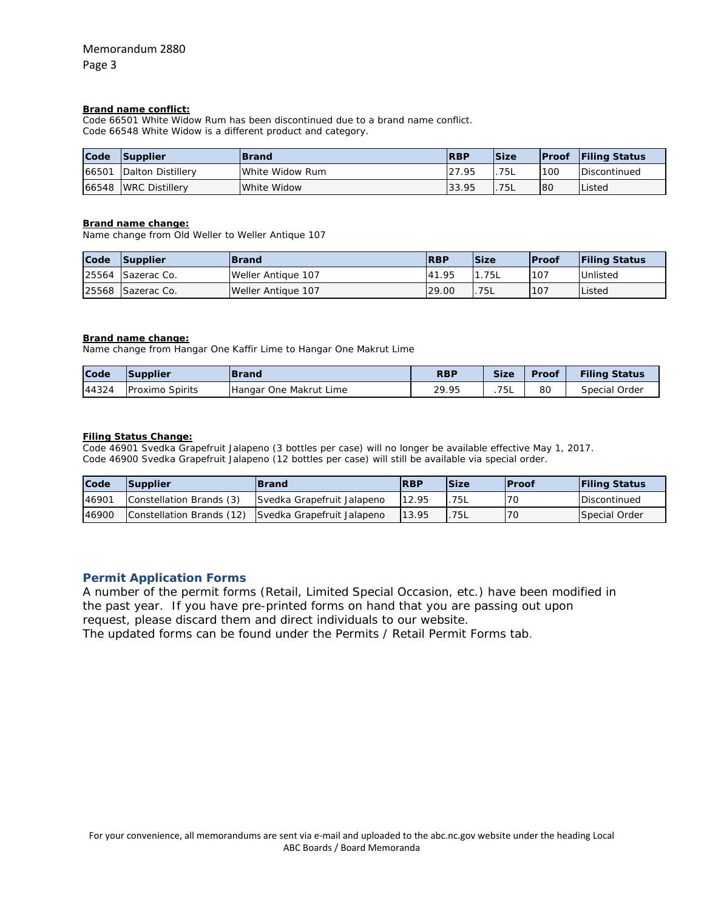**Brand name conflict:**

Code 66501 White Widow Rum has been discontinued due to a brand name conflict.
Code 66548 White Widow is a different product and category.

| Code | Supplier | Brand | RBP | Size | Proof | Filing Status |
|---|---|---|---|---|---|---|
| 66501 | Dalton Distillery | White Widow Rum | 27.95 | .75L | 100 | Discontinued |
| 66548 | WRC Distillery | White Widow | 33.95 | .75L | 80 | Listed |

**Brand name change:**

Name change from Old Weller to Weller Antique 107

| Code | Supplier | Brand | RBP | Size | Proof | Filing Status |
|---|---|---|---|---|---|---|
| 25564 | Sazerac Co. | Weller Antique 107 | 41.95 | 1.75L | 107 | Unlisted |
| 25568 | Sazerac Co. | Weller Antique 107 | 29.00 | .75L | 107 | Listed |

**Brand name change:**

Name change from Hangar One Kaffir Lime to Hangar One Makrut Lime

| Code | Supplier | Brand | RBP | Size | Proof | Filing Status |
|---|---|---|---|---|---|---|
| 44324 | Proximo Spirits | Hangar One Makrut Lime | 29.95 | .75L | 80 | Special Order |

**Filing Status Change:**

Code 46901 Svedka Grapefruit Jalapeno (3 bottles per case) will no longer be available effective May 1, 2017.
Code 46900 Svedka Grapefruit Jalapeno (12 bottles per case) will still be available via special order.

| Code | Supplier | Brand | RBP | Size | Proof | Filing Status |
|---|---|---|---|---|---|---|
| 46901 | Constellation Brands (3) | Svedka Grapefruit Jalapeno | 12.95 | .75L | 70 | Discontinued |
| 46900 | Constellation Brands (12) | Svedka Grapefruit Jalapeno | 13.95 | .75L | 70 | Special Order |

## Permit Application Forms

A number of the permit forms (Retail, Limited Special Occasion, etc.) have been modified in the past year. If you have pre-printed forms on hand that you are passing out upon request, please discard them and direct individuals to our website.
The updated forms can be found under the Permits / Retail Permit Forms tab.

For your convenience, all memorandums are sent via e-mail and uploaded to the abc.nc.gov website under the heading Local ABC Boards / Board Memoranda